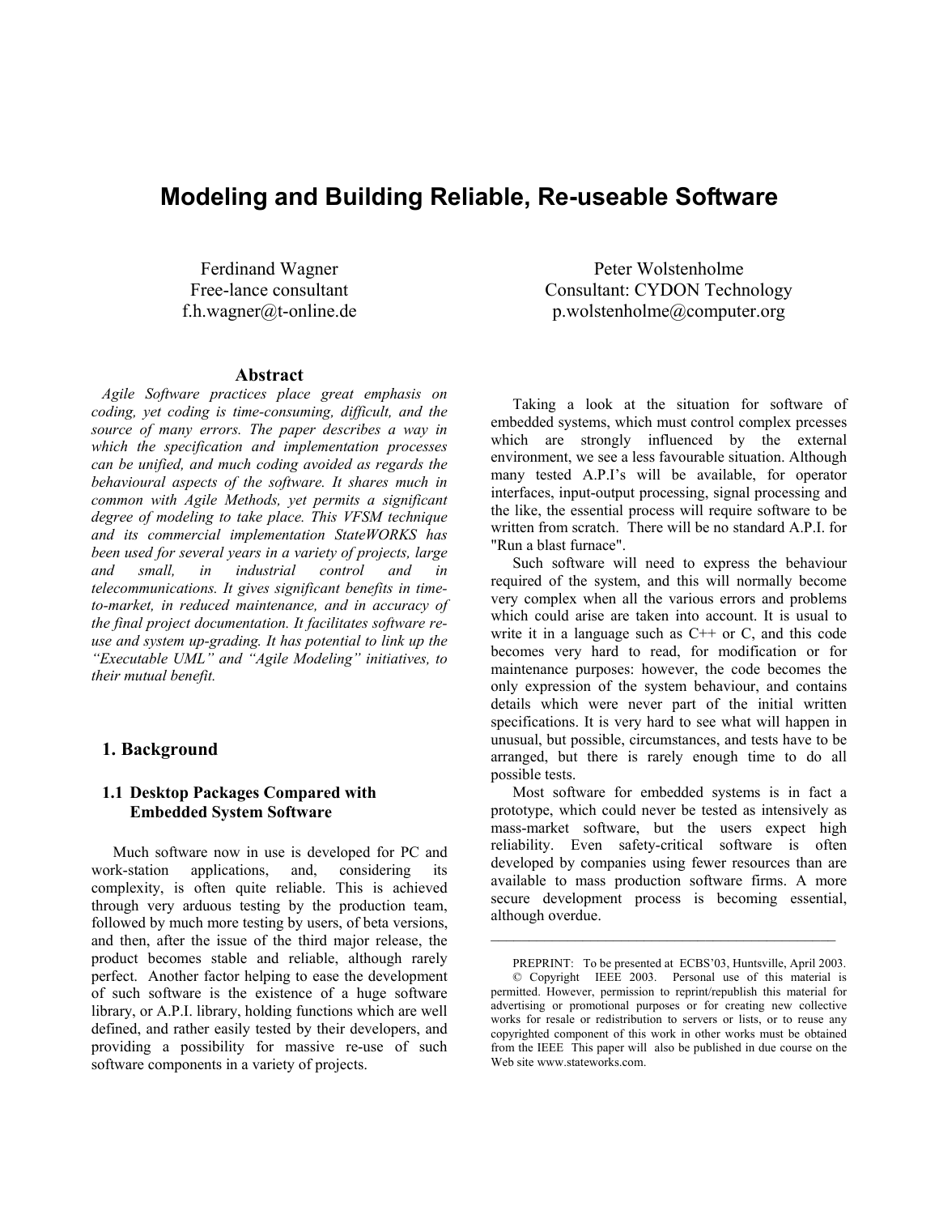# Modeling and Building Reliable, Re-useable Software

Ferdinand Wagner
Free-lance consultant
f.h.wagner@t-online.de

Peter Wolstenholme
Consultant: CYDON Technology
p.wolstenholme@computer.org

## Abstract

*Agile Software practices place great emphasis on coding, yet coding is time-consuming, difficult, and the source of many errors. The paper describes a way in which the specification and implementation processes can be unified, and much coding avoided as regards the behavioural aspects of the software. It shares much in common with Agile Methods, yet permits a significant degree of modeling to take place. This VFSM technique and its commercial implementation StateWORKS has been used for several years in a variety of projects, large and small, in industrial control and in telecommunications. It gives significant benefits in time-to-market, in reduced maintenance, and in accuracy of the final project documentation. It facilitates software re-use and system up-grading. It has potential to link up the "Executable UML" and "Agile Modeling" initiatives, to their mutual benefit.*

## 1. Background

### 1.1 Desktop Packages Compared with Embedded System Software

Much software now in use is developed for PC and work-station applications, and, considering its complexity, is often quite reliable. This is achieved through very arduous testing by the production team, followed by much more testing by users, of beta versions, and then, after the issue of the third major release, the product becomes stable and reliable, although rarely perfect. Another factor helping to ease the development of such software is the existence of a huge software library, or A.P.I. library, holding functions which are well defined, and rather easily tested by their developers, and providing a possibility for massive re-use of such software components in a variety of projects.

Taking a look at the situation for software of embedded systems, which must control complex prcesses which are strongly influenced by the external environment, we see a less favourable situation. Although many tested A.P.I's will be available, for operator interfaces, input-output processing, signal processing and the like, the essential process will require software to be written from scratch. There will be no standard A.P.I. for "Run a blast furnace".

Such software will need to express the behaviour required of the system, and this will normally become very complex when all the various errors and problems which could arise are taken into account. It is usual to write it in a language such as C++ or C, and this code becomes very hard to read, for modification or for maintenance purposes: however, the code becomes the only expression of the system behaviour, and contains details which were never part of the initial written specifications. It is very hard to see what will happen in unusual, but possible, circumstances, and tests have to be arranged, but there is rarely enough time to do all possible tests.

Most software for embedded systems is in fact a prototype, which could never be tested as intensively as mass-market software, but the users expect high reliability. Even safety-critical software is often developed by companies using fewer resources than are available to mass production software firms. A more secure development process is becoming essential, although overdue.

---

PREPRINT: To be presented at ECBS'03, Huntsville, April 2003.
© Copyright IEEE 2003. Personal use of this material is permitted. However, permission to reprint/republish this material for advertising or promotional purposes or for creating new collective works for resale or redistribution to servers or lists, or to reuse any copyrighted component of this work in other works must be obtained from the IEEE This paper will also be published in due course on the Web site www.stateworks.com.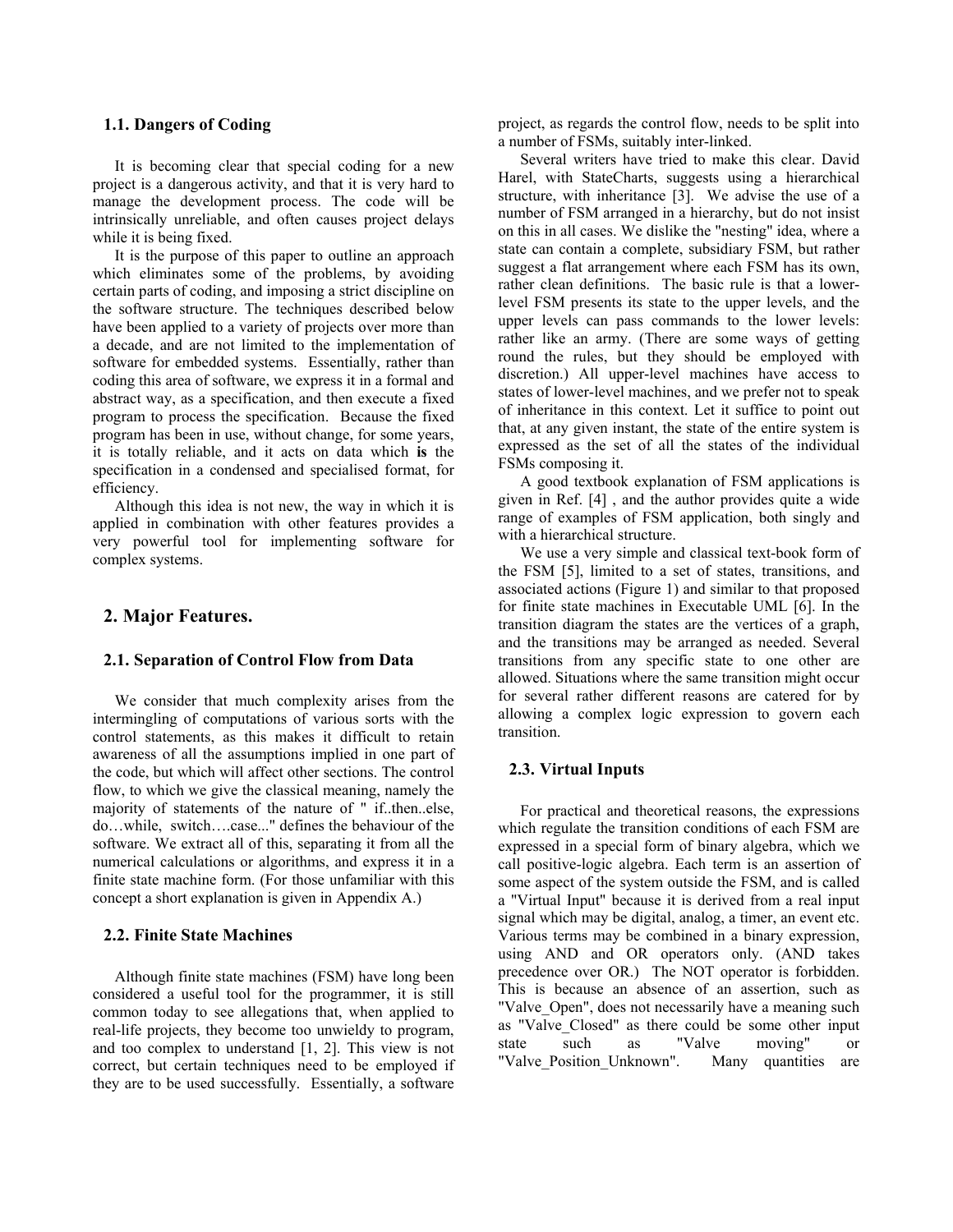### 1.1. Dangers of Coding

It is becoming clear that special coding for a new project is a dangerous activity, and that it is very hard to manage the development process. The code will be intrinsically unreliable, and often causes project delays while it is being fixed.

It is the purpose of this paper to outline an approach which eliminates some of the problems, by avoiding certain parts of coding, and imposing a strict discipline on the software structure. The techniques described below have been applied to a variety of projects over more than a decade, and are not limited to the implementation of software for embedded systems. Essentially, rather than coding this area of software, we express it in a formal and abstract way, as a specification, and then execute a fixed program to process the specification. Because the fixed program has been in use, without change, for some years, it is totally reliable, and it acts on data which **is** the specification in a condensed and specialised format, for efficiency.

Although this idea is not new, the way in which it is applied in combination with other features provides a very powerful tool for implementing software for complex systems.

## 2. Major Features.

### 2.1. Separation of Control Flow from Data

We consider that much complexity arises from the intermingling of computations of various sorts with the control statements, as this makes it difficult to retain awareness of all the assumptions implied in one part of the code, but which will affect other sections. The control flow, to which we give the classical meaning, namely the majority of statements of the nature of " if..then..else, do…while, switch….case..." defines the behaviour of the software. We extract all of this, separating it from all the numerical calculations or algorithms, and express it in a finite state machine form. (For those unfamiliar with this concept a short explanation is given in Appendix A.)

### 2.2. Finite State Machines

Although finite state machines (FSM) have long been considered a useful tool for the programmer, it is still common today to see allegations that, when applied to real-life projects, they become too unwieldy to program, and too complex to understand [1, 2]. This view is not correct, but certain techniques need to be employed if they are to be used successfully. Essentially, a software project, as regards the control flow, needs to be split into a number of FSMs, suitably inter-linked.

Several writers have tried to make this clear. David Harel, with StateCharts, suggests using a hierarchical structure, with inheritance [3]. We advise the use of a number of FSM arranged in a hierarchy, but do not insist on this in all cases. We dislike the "nesting" idea, where a state can contain a complete, subsidiary FSM, but rather suggest a flat arrangement where each FSM has its own, rather clean definitions. The basic rule is that a lower-level FSM presents its state to the upper levels, and the upper levels can pass commands to the lower levels: rather like an army. (There are some ways of getting round the rules, but they should be employed with discretion.) All upper-level machines have access to states of lower-level machines, and we prefer not to speak of inheritance in this context. Let it suffice to point out that, at any given instant, the state of the entire system is expressed as the set of all the states of the individual FSMs composing it.

A good textbook explanation of FSM applications is given in Ref. [4] , and the author provides quite a wide range of examples of FSM application, both singly and with a hierarchical structure.

We use a very simple and classical text-book form of the FSM [5], limited to a set of states, transitions, and associated actions (Figure 1) and similar to that proposed for finite state machines in Executable UML [6]. In the transition diagram the states are the vertices of a graph, and the transitions may be arranged as needed. Several transitions from any specific state to one other are allowed. Situations where the same transition might occur for several rather different reasons are catered for by allowing a complex logic expression to govern each transition.

### 2.3. Virtual Inputs

For practical and theoretical reasons, the expressions which regulate the transition conditions of each FSM are expressed in a special form of binary algebra, which we call positive-logic algebra. Each term is an assertion of some aspect of the system outside the FSM, and is called a "Virtual Input" because it is derived from a real input signal which may be digital, analog, a timer, an event etc. Various terms may be combined in a binary expression, using AND and OR operators only. (AND takes precedence over OR.) The NOT operator is forbidden. This is because an absence of an assertion, such as "Valve_Open", does not necessarily have a meaning such as "Valve_Closed" as there could be some other input state such as "Valve moving" or "Valve_Position_Unknown". Many quantities are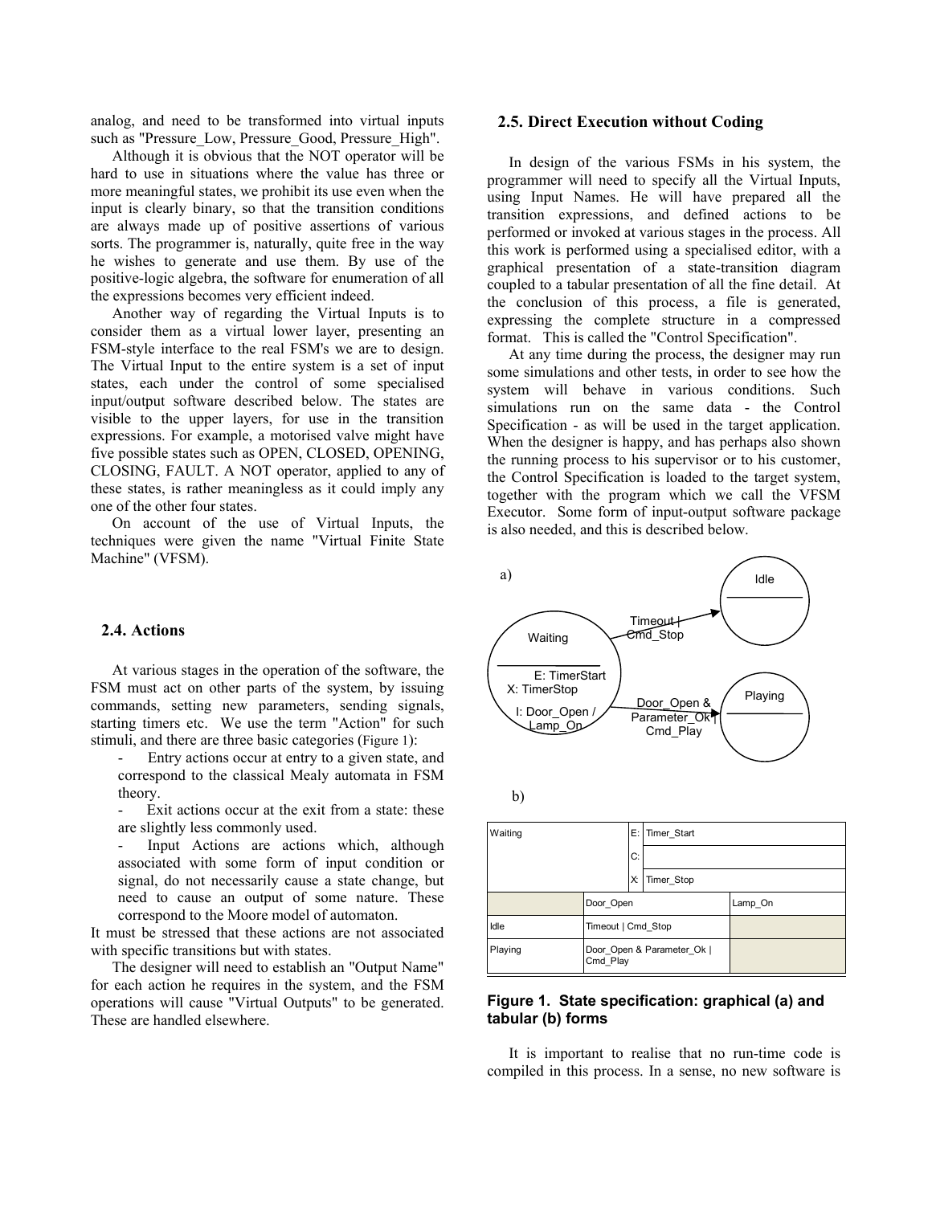analog, and need to be transformed into virtual inputs such as "Pressure_Low, Pressure_Good, Pressure_High".

Although it is obvious that the NOT operator will be hard to use in situations where the value has three or more meaningful states, we prohibit its use even when the input is clearly binary, so that the transition conditions are always made up of positive assertions of various sorts. The programmer is, naturally, quite free in the way he wishes to generate and use them. By use of the positive-logic algebra, the software for enumeration of all the expressions becomes very efficient indeed.

Another way of regarding the Virtual Inputs is to consider them as a virtual lower layer, presenting an FSM-style interface to the real FSM's we are to design. The Virtual Input to the entire system is a set of input states, each under the control of some specialised input/output software described below. The states are visible to the upper layers, for use in the transition expressions. For example, a motorised valve might have five possible states such as OPEN, CLOSED, OPENING, CLOSING, FAULT. A NOT operator, applied to any of these states, is rather meaningless as it could imply any one of the other four states.

On account of the use of Virtual Inputs, the techniques were given the name "Virtual Finite State Machine" (VFSM).

## 2.4. Actions

At various stages in the operation of the software, the FSM must act on other parts of the system, by issuing commands, setting new parameters, sending signals, starting timers etc. We use the term "Action" for such stimuli, and there are three basic categories (Figure 1):

- Entry actions occur at entry to a given state, and correspond to the classical Mealy automata in FSM theory.
- Exit actions occur at the exit from a state: these are slightly less commonly used.
- Input Actions are actions which, although associated with some form of input condition or signal, do not necessarily cause a state change, but need to cause an output of some nature. These correspond to the Moore model of automaton.

It must be stressed that these actions are not associated with specific transitions but with states.

The designer will need to establish an "Output Name" for each action he requires in the system, and the FSM operations will cause "Virtual Outputs" to be generated. These are handled elsewhere.

## 2.5. Direct Execution without Coding

In design of the various FSMs in his system, the programmer will need to specify all the Virtual Inputs, using Input Names. He will have prepared all the transition expressions, and defined actions to be performed or invoked at various stages in the process. All this work is performed using a specialised editor, with a graphical presentation of a state-transition diagram coupled to a tabular presentation of all the fine detail. At the conclusion of this process, a file is generated, expressing the complete structure in a compressed format. This is called the "Control Specification".

At any time during the process, the designer may run some simulations and other tests, in order to see how the system will behave in various conditions. Such simulations run on the same data - the Control Specification - as will be used in the target application. When the designer is happy, and has perhaps also shown the running process to his supervisor or to his customer, the Control Specification is loaded to the target system, together with the program which we call the VFSM Executor. Some form of input-output software package is also needed, and this is described below.

a)

Waiting — E: TimerStart; X: TimerStop; I: Door_Open / Lamp_On

Waiting → Idle: Timeout | Cmd_Stop

Waiting → Playing: Door_Open & Parameter_Ok | Cmd_Play

b)

| Waiting | | E: | Timer_Start | |
|---|---|---|---|---|
| | | C: | | |
| | | X: | Timer_Stop | |
| | Door_Open | | | Lamp_On |
| Idle | Timeout \| Cmd_Stop | | | |
| Playing | Door_Open & Parameter_Ok \| Cmd_Play | | | |

**Figure 1. State specification: graphical (a) and tabular (b) forms**

It is important to realise that no run-time code is compiled in this process. In a sense, no new software is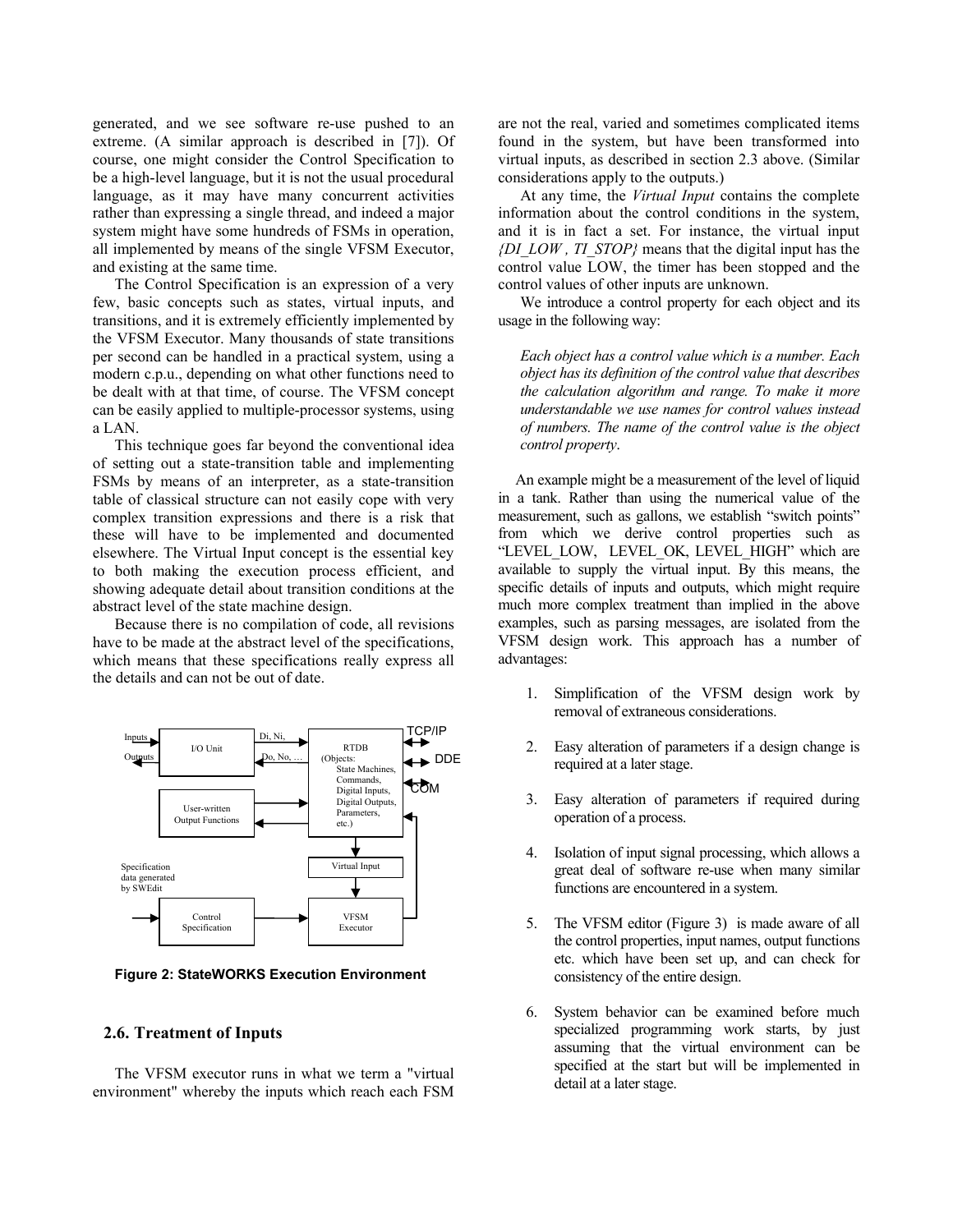generated, and we see software re-use pushed to an extreme. (A similar approach is described in [7]). Of course, one might consider the Control Specification to be a high-level language, but it is not the usual procedural language, as it may have many concurrent activities rather than expressing a single thread, and indeed a major system might have some hundreds of FSMs in operation, all implemented by means of the single VFSM Executor, and existing at the same time.

The Control Specification is an expression of a very few, basic concepts such as states, virtual inputs, and transitions, and it is extremely efficiently implemented by the VFSM Executor. Many thousands of state transitions per second can be handled in a practical system, using a modern c.p.u., depending on what other functions need to be dealt with at that time, of course. The VFSM concept can be easily applied to multiple-processor systems, using a LAN.

This technique goes far beyond the conventional idea of setting out a state-transition table and implementing FSMs by means of an interpreter, as a state-transition table of classical structure can not easily cope with very complex transition expressions and there is a risk that these will have to be implemented and documented elsewhere. The Virtual Input concept is the essential key to both making the execution process efficient, and showing adequate detail about transition conditions at the abstract level of the state machine design.

Because there is no compilation of code, all revisions have to be made at the abstract level of the specifications, which means that these specifications really express all the details and can not be out of date.

Inputs
Outputs
I/O Unit
Di, Ni,
Do, No, …
RTDB
(Objects:
State Machines,
Commands,
Digital Inputs,
Digital Outputs,
Parameters,
etc.)
TCP/IP
DDE
COM
User-written
Output Functions
Virtual Input
Specification
data generated
by SWEdit
Control
Specification
VFSM
Executor

**Figure 2: StateWORKS Execution Environment**

## 2.6. Treatment of Inputs

The VFSM executor runs in what we term a "virtual environment" whereby the inputs which reach each FSM are not the real, varied and sometimes complicated items found in the system, but have been transformed into virtual inputs, as described in section 2.3 above. (Similar considerations apply to the outputs.)

At any time, the *Virtual Input* contains the complete information about the control conditions in the system, and it is in fact a set. For instance, the virtual input *{DI_LOW , TI_STOP}* means that the digital input has the control value LOW, the timer has been stopped and the control values of other inputs are unknown.

We introduce a control property for each object and its usage in the following way:

> *Each object has a control value which is a number. Each object has its definition of the control value that describes the calculation algorithm and range. To make it more understandable we use names for control values instead of numbers. The name of the control value is the object control property*.

An example might be a measurement of the level of liquid in a tank. Rather than using the numerical value of the measurement, such as gallons, we establish "switch points" from which we derive control properties such as "LEVEL_LOW, LEVEL_OK, LEVEL_HIGH" which are available to supply the virtual input. By this means, the specific details of inputs and outputs, which might require much more complex treatment than implied in the above examples, such as parsing messages, are isolated from the VFSM design work. This approach has a number of advantages:

1. Simplification of the VFSM design work by removal of extraneous considerations.
2. Easy alteration of parameters if a design change is required at a later stage.
3. Easy alteration of parameters if required during operation of a process.
4. Isolation of input signal processing, which allows a great deal of software re-use when many similar functions are encountered in a system.
5. The VFSM editor (Figure 3) is made aware of all the control properties, input names, output functions etc. which have been set up, and can check for consistency of the entire design.
6. System behavior can be examined before much specialized programming work starts, by just assuming that the virtual environment can be specified at the start but will be implemented in detail at a later stage.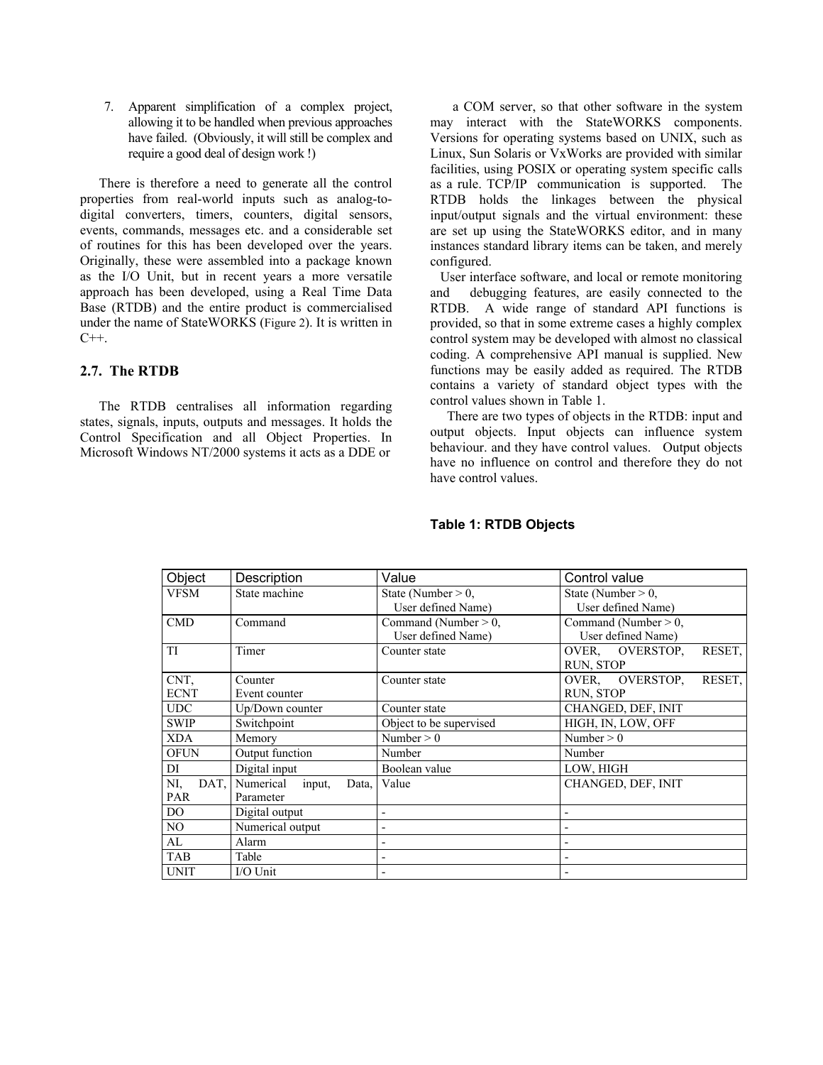7. Apparent simplification of a complex project, allowing it to be handled when previous approaches have failed. (Obviously, it will still be complex and require a good deal of design work !)

There is therefore a need to generate all the control properties from real-world inputs such as analog-to-digital converters, timers, counters, digital sensors, events, commands, messages etc. and a considerable set of routines for this has been developed over the years. Originally, these were assembled into a package known as the I/O Unit, but in recent years a more versatile approach has been developed, using a Real Time Data Base (RTDB) and the entire product is commercialised under the name of StateWORKS (Figure 2). It is written in C++.

## 2.7. The RTDB

The RTDB centralises all information regarding states, signals, inputs, outputs and messages. It holds the Control Specification and all Object Properties. In Microsoft Windows NT/2000 systems it acts as a DDE or a COM server, so that other software in the system may interact with the StateWORKS components. Versions for operating systems based on UNIX, such as Linux, Sun Solaris or VxWorks are provided with similar facilities, using POSIX or operating system specific calls as a rule. TCP/IP communication is supported. The RTDB holds the linkages between the physical input/output signals and the virtual environment: these are set up using the StateWORKS editor, and in many instances standard library items can be taken, and merely configured.

User interface software, and local or remote monitoring and debugging features, are easily connected to the RTDB. A wide range of standard API functions is provided, so that in some extreme cases a highly complex control system may be developed with almost no classical coding. A comprehensive API manual is supplied. New functions may be easily added as required. The RTDB contains a variety of standard object types with the control values shown in Table 1.

There are two types of objects in the RTDB: input and output objects. Input objects can influence system behaviour. and they have control values. Output objects have no influence on control and therefore they do not have control values.

**Table 1: RTDB Objects**

| Object | Description | Value | Control value |
|---|---|---|---|
| VFSM | State machine | State (Number > 0, User defined Name) | State (Number > 0, User defined Name) |
| CMD | Command | Command (Number > 0, User defined Name) | Command (Number > 0, User defined Name) |
| TI | Timer | Counter state | OVER, OVERSTOP, RESET, RUN, STOP |
| CNT, ECNT | Counter Event counter | Counter state | OVER, OVERSTOP, RESET, RUN, STOP |
| UDC | Up/Down counter | Counter state | CHANGED, DEF, INIT |
| SWIP | Switchpoint | Object to be supervised | HIGH, IN, LOW, OFF |
| XDA | Memory | Number > 0 | Number > 0 |
| OFUN | Output function | Number | Number |
| DI | Digital input | Boolean value | LOW, HIGH |
| NI, DAT, PAR | Numerical input, Data, Parameter | Value | CHANGED, DEF, INIT |
| DO | Digital output | - | - |
| NO | Numerical output | - | - |
| AL | Alarm | - | - |
| TAB | Table | - | - |
| UNIT | I/O Unit | - | - |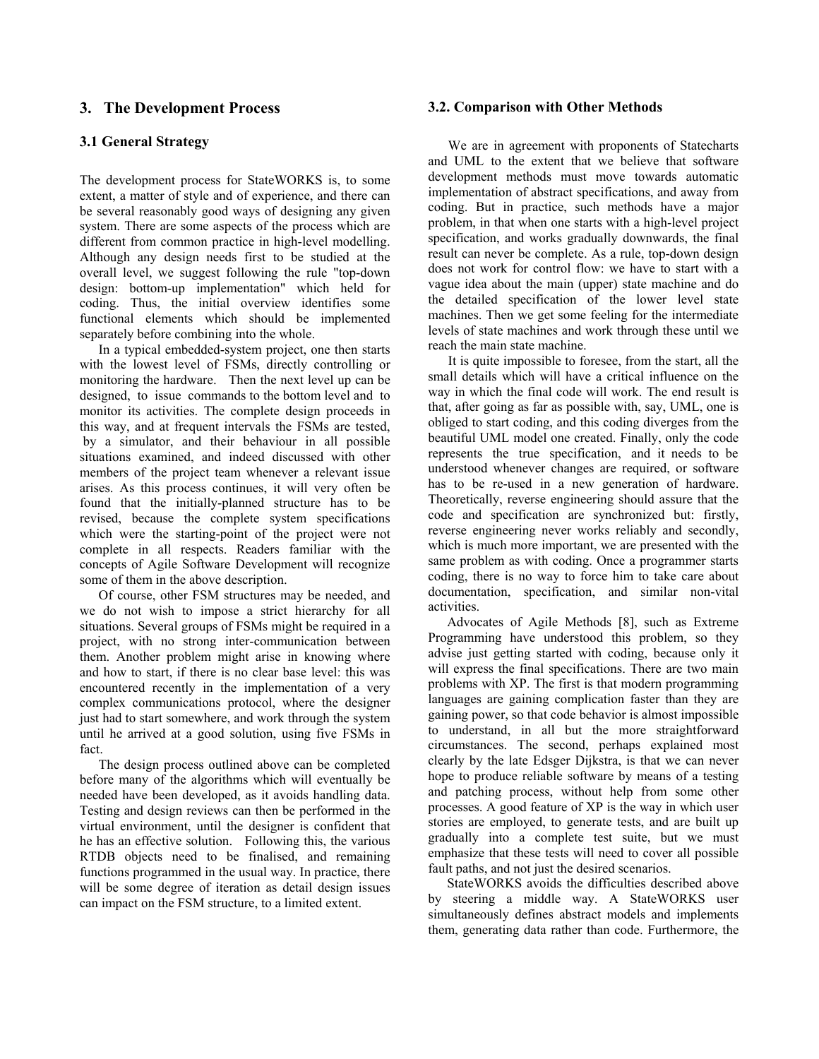# 3. The Development Process

## 3.1 General Strategy

The development process for StateWORKS is, to some extent, a matter of style and of experience, and there can be several reasonably good ways of designing any given system. There are some aspects of the process which are different from common practice in high-level modelling. Although any design needs first to be studied at the overall level, we suggest following the rule "top-down design: bottom-up implementation" which held for coding. Thus, the initial overview identifies some functional elements which should be implemented separately before combining into the whole.

In a typical embedded-system project, one then starts with the lowest level of FSMs, directly controlling or monitoring the hardware. Then the next level up can be designed, to issue commands to the bottom level and to monitor its activities. The complete design proceeds in this way, and at frequent intervals the FSMs are tested, by a simulator, and their behaviour in all possible situations examined, and indeed discussed with other members of the project team whenever a relevant issue arises. As this process continues, it will very often be found that the initially-planned structure has to be revised, because the complete system specifications which were the starting-point of the project were not complete in all respects. Readers familiar with the concepts of Agile Software Development will recognize some of them in the above description.

Of course, other FSM structures may be needed, and we do not wish to impose a strict hierarchy for all situations. Several groups of FSMs might be required in a project, with no strong inter-communication between them. Another problem might arise in knowing where and how to start, if there is no clear base level: this was encountered recently in the implementation of a very complex communications protocol, where the designer just had to start somewhere, and work through the system until he arrived at a good solution, using five FSMs in fact.

The design process outlined above can be completed before many of the algorithms which will eventually be needed have been developed, as it avoids handling data. Testing and design reviews can then be performed in the virtual environment, until the designer is confident that he has an effective solution. Following this, the various RTDB objects need to be finalised, and remaining functions programmed in the usual way. In practice, there will be some degree of iteration as detail design issues can impact on the FSM structure, to a limited extent.

## 3.2. Comparison with Other Methods

We are in agreement with proponents of Statecharts and UML to the extent that we believe that software development methods must move towards automatic implementation of abstract specifications, and away from coding. But in practice, such methods have a major problem, in that when one starts with a high-level project specification, and works gradually downwards, the final result can never be complete. As a rule, top-down design does not work for control flow: we have to start with a vague idea about the main (upper) state machine and do the detailed specification of the lower level state machines. Then we get some feeling for the intermediate levels of state machines and work through these until we reach the main state machine.

It is quite impossible to foresee, from the start, all the small details which will have a critical influence on the way in which the final code will work. The end result is that, after going as far as possible with, say, UML, one is obliged to start coding, and this coding diverges from the beautiful UML model one created. Finally, only the code represents the true specification, and it needs to be understood whenever changes are required, or software has to be re-used in a new generation of hardware. Theoretically, reverse engineering should assure that the code and specification are synchronized but: firstly, reverse engineering never works reliably and secondly, which is much more important, we are presented with the same problem as with coding. Once a programmer starts coding, there is no way to force him to take care about documentation, specification, and similar non-vital activities.

Advocates of Agile Methods [8], such as Extreme Programming have understood this problem, so they advise just getting started with coding, because only it will express the final specifications. There are two main problems with XP. The first is that modern programming languages are gaining complication faster than they are gaining power, so that code behavior is almost impossible to understand, in all but the more straightforward circumstances. The second, perhaps explained most clearly by the late Edsger Dijkstra, is that we can never hope to produce reliable software by means of a testing and patching process, without help from some other processes. A good feature of XP is the way in which user stories are employed, to generate tests, and are built up gradually into a complete test suite, but we must emphasize that these tests will need to cover all possible fault paths, and not just the desired scenarios.

StateWORKS avoids the difficulties described above by steering a middle way. A StateWORKS user simultaneously defines abstract models and implements them, generating data rather than code. Furthermore, the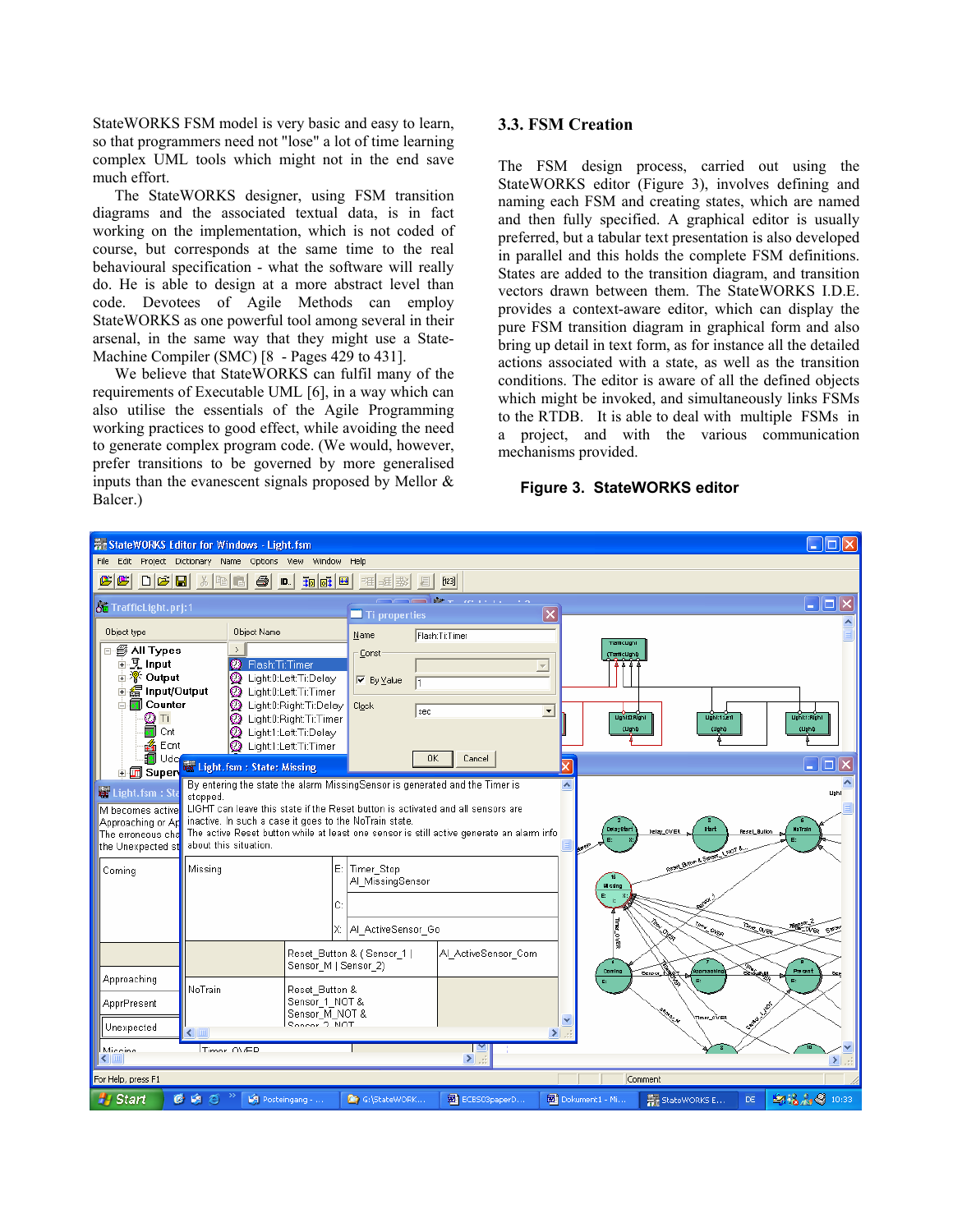StateWORKS FSM model is very basic and easy to learn, so that programmers need not "lose" a lot of time learning complex UML tools which might not in the end save much effort.

The StateWORKS designer, using FSM transition diagrams and the associated textual data, is in fact working on the implementation, which is not coded of course, but corresponds at the same time to the real behavioural specification - what the software will really do. He is able to design at a more abstract level than code. Devotees of Agile Methods can employ StateWORKS as one powerful tool among several in their arsenal, in the same way that they might use a State-Machine Compiler (SMC) [8 - Pages 429 to 431].

We believe that StateWORKS can fulfil many of the requirements of Executable UML [6], in a way which can also utilise the essentials of the Agile Programming working practices to good effect, while avoiding the need to generate complex program code. (We would, however, prefer transitions to be governed by more generalised inputs than the evanescent signals proposed by Mellor & Balcer.)

### 3.3. FSM Creation

The FSM design process, carried out using the StateWORKS editor (Figure 3), involves defining and naming each FSM and creating states, which are named and then fully specified. A graphical editor is usually preferred, but a tabular text presentation is also developed in parallel and this holds the complete FSM definitions. States are added to the transition diagram, and transition vectors drawn between them. The StateWORKS I.D.E. provides a context-aware editor, which can display the pure FSM transition diagram in graphical form and also bring up detail in text form, as for instance all the detailed actions associated with a state, as well as the transition conditions. The editor is aware of all the defined objects which might be invoked, and simultaneously links FSMs to the RTDB. It is able to deal with multiple FSMs in a project, and with the various communication mechanisms provided.

**Figure 3. StateWORKS editor**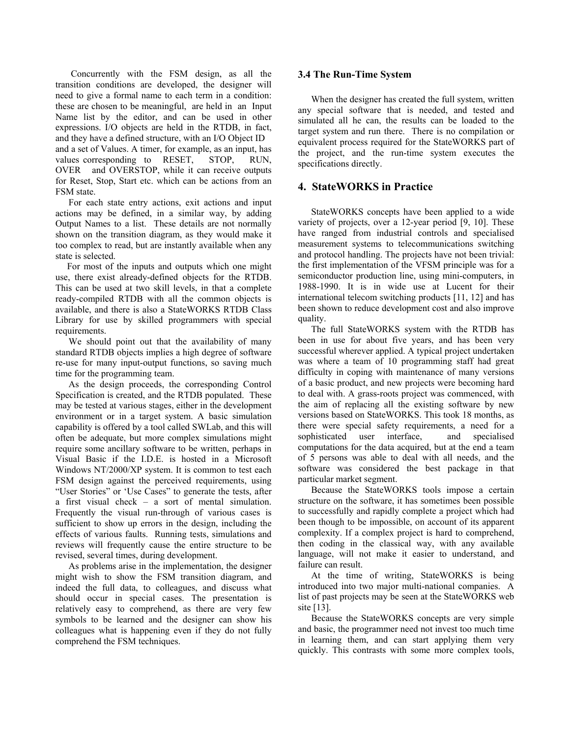Concurrently with the FSM design, as all the transition conditions are developed, the designer will need to give a formal name to each term in a condition: these are chosen to be meaningful, are held in an Input Name list by the editor, and can be used in other expressions. I/O objects are held in the RTDB, in fact, and they have a defined structure, with an I/O Object ID and a set of Values. A timer, for example, as an input, has values corresponding to RESET, STOP, RUN, OVER and OVERSTOP, while it can receive outputs for Reset, Stop, Start etc. which can be actions from an FSM state.

For each state entry actions, exit actions and input actions may be defined, in a similar way, by adding Output Names to a list. These details are not normally shown on the transition diagram, as they would make it too complex to read, but are instantly available when any state is selected.

For most of the inputs and outputs which one might use, there exist already-defined objects for the RTDB. This can be used at two skill levels, in that a complete ready-compiled RTDB with all the common objects is available, and there is also a StateWORKS RTDB Class Library for use by skilled programmers with special requirements.

We should point out that the availability of many standard RTDB objects implies a high degree of software re-use for many input-output functions, so saving much time for the programming team.

As the design proceeds, the corresponding Control Specification is created, and the RTDB populated. These may be tested at various stages, either in the development environment or in a target system. A basic simulation capability is offered by a tool called SWLab, and this will often be adequate, but more complex simulations might require some ancillary software to be written, perhaps in Visual Basic if the I.D.E. is hosted in a Microsoft Windows NT/2000/XP system. It is common to test each FSM design against the perceived requirements, using "User Stories" or 'Use Cases" to generate the tests, after a first visual check – a sort of mental simulation. Frequently the visual run-through of various cases is sufficient to show up errors in the design, including the effects of various faults. Running tests, simulations and reviews will frequently cause the entire structure to be revised, several times, during development.

As problems arise in the implementation, the designer might wish to show the FSM transition diagram, and indeed the full data, to colleagues, and discuss what should occur in special cases. The presentation is relatively easy to comprehend, as there are very few symbols to be learned and the designer can show his colleagues what is happening even if they do not fully comprehend the FSM techniques.

### 3.4 The Run-Time System

When the designer has created the full system, written any special software that is needed, and tested and simulated all he can, the results can be loaded to the target system and run there. There is no compilation or equivalent process required for the StateWORKS part of the project, and the run-time system executes the specifications directly.

## 4. StateWORKS in Practice

StateWORKS concepts have been applied to a wide variety of projects, over a 12-year period [9, 10]. These have ranged from industrial controls and specialised measurement systems to telecommunications switching and protocol handling. The projects have not been trivial: the first implementation of the VFSM principle was for a semiconductor production line, using mini-computers, in 1988-1990. It is in wide use at Lucent for their international telecom switching products [11, 12] and has been shown to reduce development cost and also improve quality.

The full StateWORKS system with the RTDB has been in use for about five years, and has been very successful wherever applied. A typical project undertaken was where a team of 10 programming staff had great difficulty in coping with maintenance of many versions of a basic product, and new projects were becoming hard to deal with. A grass-roots project was commenced, with the aim of replacing all the existing software by new versions based on StateWORKS. This took 18 months, as there were special safety requirements, a need for a sophisticated user interface, and specialised computations for the data acquired, but at the end a team of 5 persons was able to deal with all needs, and the software was considered the best package in that particular market segment.

Because the StateWORKS tools impose a certain structure on the software, it has sometimes been possible to successfully and rapidly complete a project which had been though to be impossible, on account of its apparent complexity. If a complex project is hard to comprehend, then coding in the classical way, with any available language, will not make it easier to understand, and failure can result.

At the time of writing, StateWORKS is being introduced into two major multi-national companies. A list of past projects may be seen at the StateWORKS web site [13].

Because the StateWORKS concepts are very simple and basic, the programmer need not invest too much time in learning them, and can start applying them very quickly. This contrasts with some more complex tools,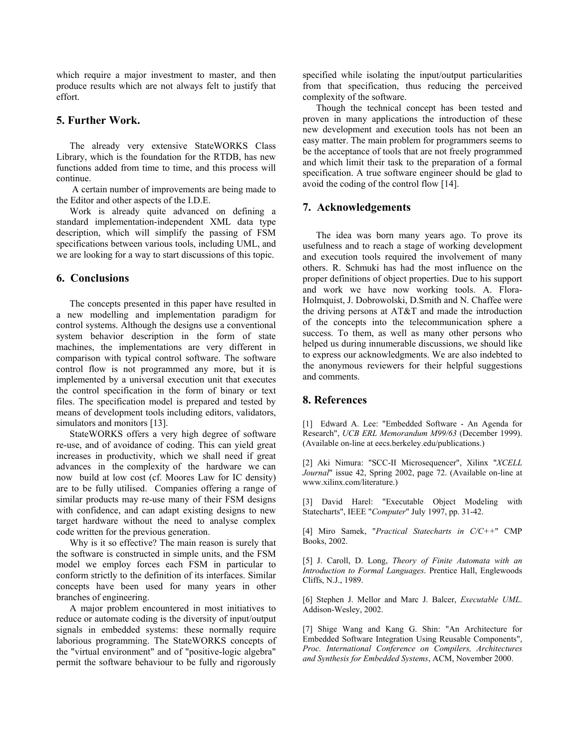which require a major investment to master, and then produce results which are not always felt to justify that effort.

## 5. Further Work.

The already very extensive StateWORKS Class Library, which is the foundation for the RTDB, has new functions added from time to time, and this process will continue.

A certain number of improvements are being made to the Editor and other aspects of the I.D.E.

Work is already quite advanced on defining a standard implementation-independent XML data type description, which will simplify the passing of FSM specifications between various tools, including UML, and we are looking for a way to start discussions of this topic.

## 6. Conclusions

The concepts presented in this paper have resulted in a new modelling and implementation paradigm for control systems. Although the designs use a conventional system behavior description in the form of state machines, the implementations are very different in comparison with typical control software. The software control flow is not programmed any more, but it is implemented by a universal execution unit that executes the control specification in the form of binary or text files. The specification model is prepared and tested by means of development tools including editors, validators, simulators and monitors [13].

StateWORKS offers a very high degree of software re-use, and of avoidance of coding. This can yield great increases in productivity, which we shall need if great advances in the complexity of the hardware we can now build at low cost (cf. Moores Law for IC density) are to be fully utilised. Companies offering a range of similar products may re-use many of their FSM designs with confidence, and can adapt existing designs to new target hardware without the need to analyse complex code written for the previous generation.

Why is it so effective? The main reason is surely that the software is constructed in simple units, and the FSM model we employ forces each FSM in particular to conform strictly to the definition of its interfaces. Similar concepts have been used for many years in other branches of engineering.

A major problem encountered in most initiatives to reduce or automate coding is the diversity of input/output signals in embedded systems: these normally require laborious programming. The StateWORKS concepts of the "virtual environment" and of "positive-logic algebra" permit the software behaviour to be fully and rigorously specified while isolating the input/output particularities from that specification, thus reducing the perceived complexity of the software.

Though the technical concept has been tested and proven in many applications the introduction of these new development and execution tools has not been an easy matter. The main problem for programmers seems to be the acceptance of tools that are not freely programmed and which limit their task to the preparation of a formal specification. A true software engineer should be glad to avoid the coding of the control flow [14].

## 7. Acknowledgements

The idea was born many years ago. To prove its usefulness and to reach a stage of working development and execution tools required the involvement of many others. R. Schmuki has had the most influence on the proper definitions of object properties. Due to his support and work we have now working tools. A. Flora-Holmquist, J. Dobrowolski, D.Smith and N. Chaffee were the driving persons at AT&T and made the introduction of the concepts into the telecommunication sphere a success. To them, as well as many other persons who helped us during innumerable discussions, we should like to express our acknowledgments. We are also indebted to the anonymous reviewers for their helpful suggestions and comments.

## 8. References

[1] Edward A. Lee: "Embedded Software - An Agenda for Research", *UCB ERL Memorandum M99/63* (December 1999). (Available on-line at eecs.berkeley.edu/publications.)

[2] Aki Nimura: "SCC-II Microsequencer", Xilinx "*XCELL Journal*" issue 42, Spring 2002, page 72. (Available on-line at www.xilinx.com/literature.)

[3] David Harel: "Executable Object Modeling with Statecharts", IEEE "*Computer*" July 1997, pp. 31-42.

[4] Miro Samek, "*Practical Statecharts in C/C++*" CMP Books, 2002.

[5] J. Caroll, D. Long, *Theory of Finite Automata with an Introduction to Formal Languages*. Prentice Hall, Englewoods Cliffs, N.J., 1989.

[6] Stephen J. Mellor and Marc J. Balcer, *Executable UML*. Addison-Wesley, 2002.

[7] Shige Wang and Kang G. Shin: "An Architecture for Embedded Software Integration Using Reusable Components", *Proc. International Conference on Compilers, Architectures and Synthesis for Embedded Systems*, ACM, November 2000.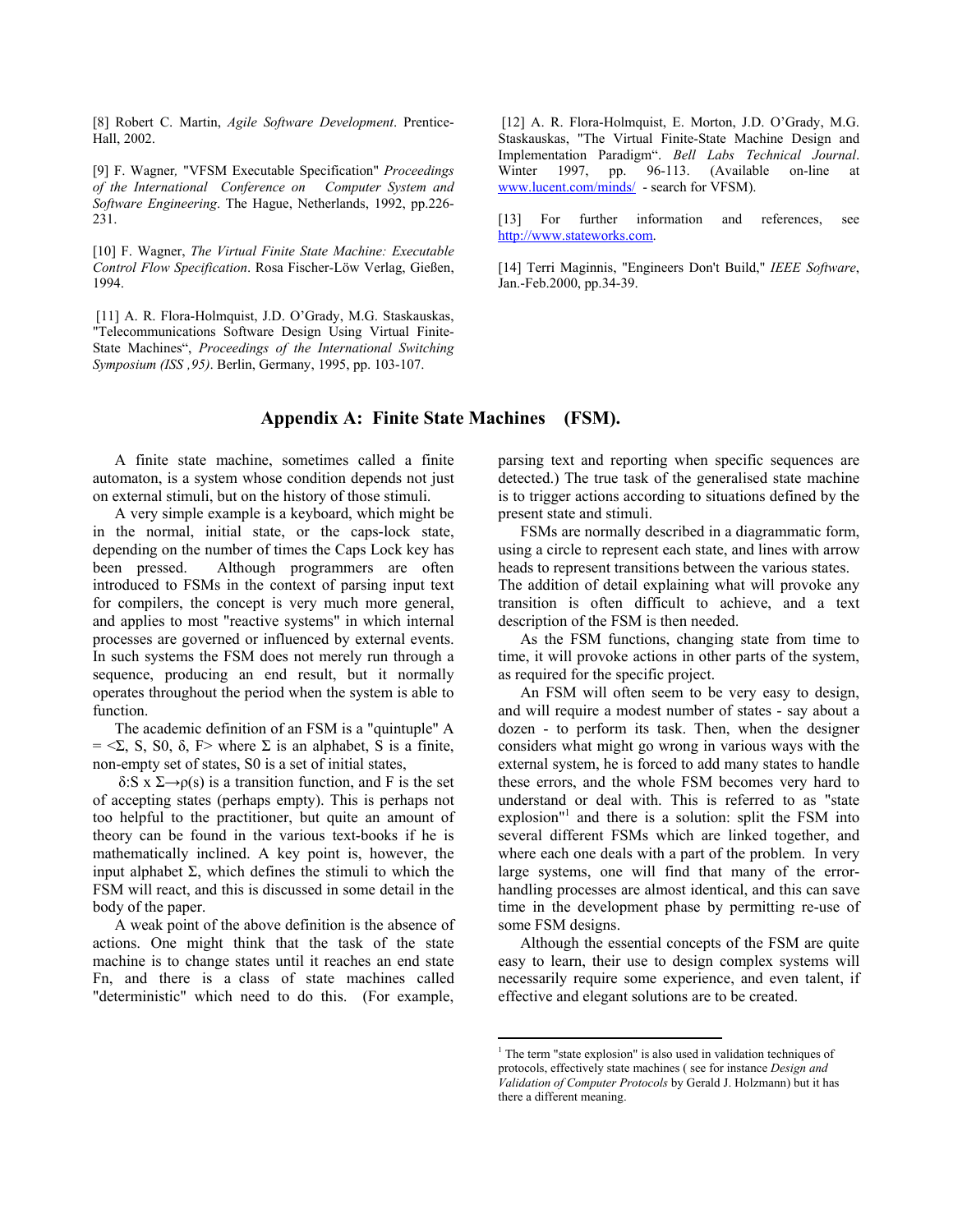[8] Robert C. Martin, *Agile Software Development*. Prentice-Hall, 2002.

[9] F. Wagner, "VFSM Executable Specification" *Proceedings of the International Conference on Computer System and Software Engineering*. The Hague, Netherlands, 1992, pp.226-231.

[10] F. Wagner, *The Virtual Finite State Machine: Executable Control Flow Specification*. Rosa Fischer-Löw Verlag, Gießen, 1994.

[11] A. R. Flora-Holmquist, J.D. O'Grady, M.G. Staskauskas, "Telecommunications Software Design Using Virtual Finite-State Machines", *Proceedings of the International Switching Symposium (ISS ,95)*. Berlin, Germany, 1995, pp. 103-107.

[12] A. R. Flora-Holmquist, E. Morton, J.D. O'Grady, M.G. Staskauskas, "The Virtual Finite-State Machine Design and Implementation Paradigm". *Bell Labs Technical Journal*. Winter 1997, pp. 96-113. (Available on-line at www.lucent.com/minds/ - search for VFSM).

[13] For further information and references, see http://www.stateworks.com.

[14] Terri Maginnis, "Engineers Don't Build," *IEEE Software*, Jan.-Feb.2000, pp.34-39.

## Appendix A: Finite State Machines (FSM).

A finite state machine, sometimes called a finite automaton, is a system whose condition depends not just on external stimuli, but on the history of those stimuli.

A very simple example is a keyboard, which might be in the normal, initial state, or the caps-lock state, depending on the number of times the Caps Lock key has been pressed. Although programmers are often introduced to FSMs in the context of parsing input text for compilers, the concept is very much more general, and applies to most "reactive systems" in which internal processes are governed or influenced by external events. In such systems the FSM does not merely run through a sequence, producing an end result, but it normally operates throughout the period when the system is able to function.

The academic definition of an FSM is a "quintuple" A = <Σ, S, S0, δ, F> where Σ is an alphabet, S is a finite, non-empty set of states, S0 is a set of initial states,

$\delta: S \times \Sigma \rightarrow \rho(s)$ is a transition function, and F is the set of accepting states (perhaps empty). This is perhaps not too helpful to the practitioner, but quite an amount of theory can be found in the various text-books if he is mathematically inclined. A key point is, however, the input alphabet Σ, which defines the stimuli to which the FSM will react, and this is discussed in some detail in the body of the paper.

A weak point of the above definition is the absence of actions. One might think that the task of the state machine is to change states until it reaches an end state Fn, and there is a class of state machines called "deterministic" which need to do this. (For example, parsing text and reporting when specific sequences are detected.) The true task of the generalised state machine is to trigger actions according to situations defined by the present state and stimuli.

FSMs are normally described in a diagrammatic form, using a circle to represent each state, and lines with arrow heads to represent transitions between the various states. The addition of detail explaining what will provoke any transition is often difficult to achieve, and a text description of the FSM is then needed.

As the FSM functions, changing state from time to time, it will provoke actions in other parts of the system, as required for the specific project.

An FSM will often seem to be very easy to design, and will require a modest number of states - say about a dozen - to perform its task. Then, when the designer considers what might go wrong in various ways with the external system, he is forced to add many states to handle these errors, and the whole FSM becomes very hard to understand or deal with. This is referred to as "state explosion"[1] and there is a solution: split the FSM into several different FSMs which are linked together, and where each one deals with a part of the problem. In very large systems, one will find that many of the error-handling processes are almost identical, and this can save time in the development phase by permitting re-use of some FSM designs.

Although the essential concepts of the FSM are quite easy to learn, their use to design complex systems will necessarily require some experience, and even talent, if effective and elegant solutions are to be created.

[1] The term "state explosion" is also used in validation techniques of protocols, effectively state machines ( see for instance *Design and Validation of Computer Protocols* by Gerald J. Holzmann) but it has there a different meaning.